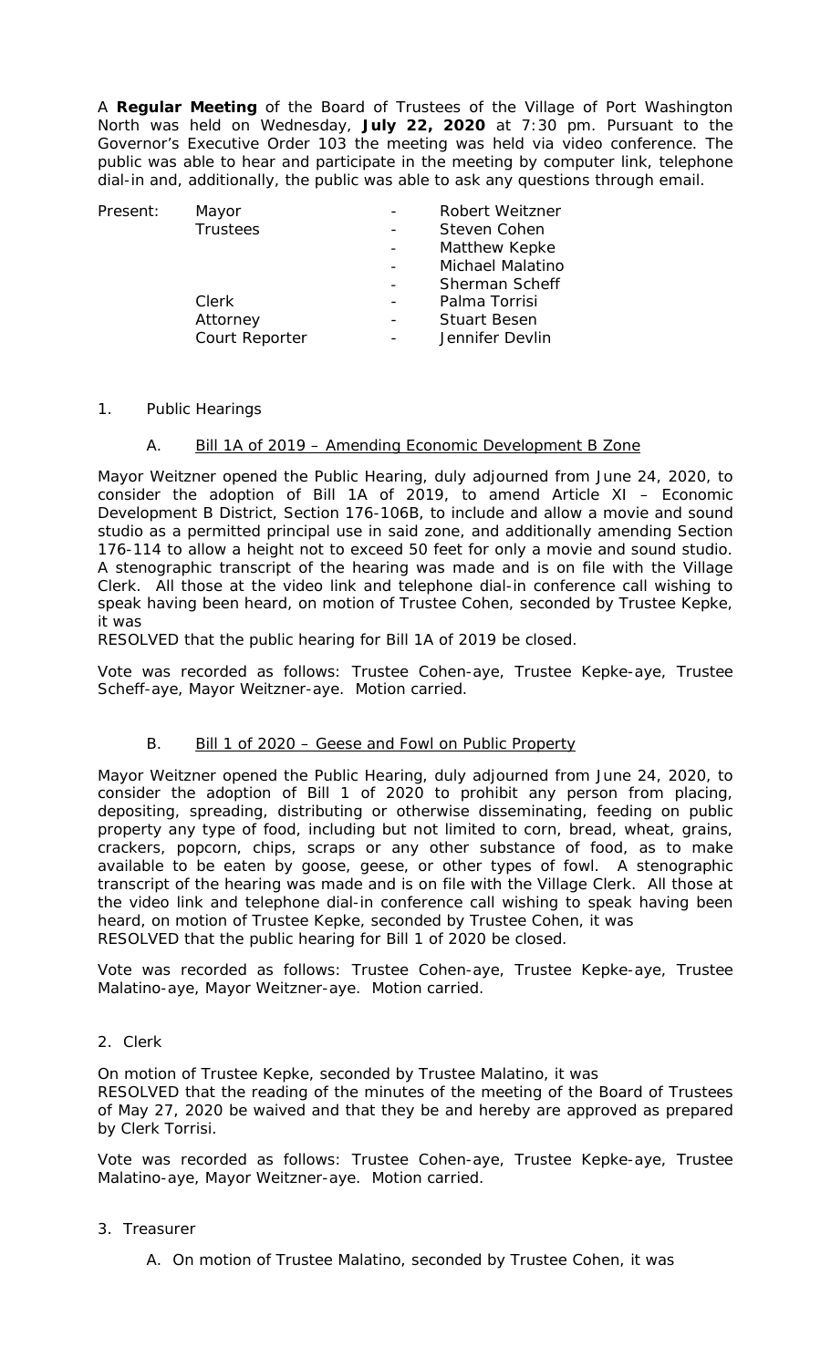A **Regular Meeting** of the Board of Trustees of the Village of Port Washington North was held on Wednesday, **July 22, 2020** at 7:30 pm. Pursuant to the Governor's Executive Order 103 the meeting was held via video conference. The public was able to hear and participate in the meeting by computer link, telephone dial-in and, additionally, the public was able to ask any questions through email.

| Present: | | | |
|---|---|---|---|
| | Mayor | - | Robert Weitzner |
| | Trustees | - | Steven Cohen |
| | | - | Matthew Kepke |
| | | - | Michael Malatino |
| | | - | Sherman Scheff |
| | Clerk | - | Palma Torrisi |
| | Attorney | - | Stuart Besen |
| | Court Reporter | - | Jennifer Devlin |

1. Public Hearings

   A. Bill 1A of 2019 – Amending Economic Development B Zone

Mayor Weitzner opened the Public Hearing, duly adjourned from June 24, 2020, to consider the adoption of Bill 1A of 2019, to amend Article XI – Economic Development B District, Section 176-106B, to include and allow a movie and sound studio as a permitted principal use in said zone, and additionally amending Section 176-114 to allow a height not to exceed 50 feet for only a movie and sound studio. A stenographic transcript of the hearing was made and is on file with the Village Clerk. All those at the video link and telephone dial-in conference call wishing to speak having been heard, on motion of Trustee Cohen, seconded by Trustee Kepke, it was
RESOLVED that the public hearing for Bill 1A of 2019 be closed.

Vote was recorded as follows: Trustee Cohen-aye, Trustee Kepke-aye, Trustee Scheff-aye, Mayor Weitzner-aye. Motion carried.

   B. Bill 1 of 2020 – Geese and Fowl on Public Property

Mayor Weitzner opened the Public Hearing, duly adjourned from June 24, 2020, to consider the adoption of Bill 1 of 2020 to prohibit any person from placing, depositing, spreading, distributing or otherwise disseminating, feeding on public property any type of food, including but not limited to corn, bread, wheat, grains, crackers, popcorn, chips, scraps or any other substance of food, as to make available to be eaten by goose, geese, or other types of fowl. A stenographic transcript of the hearing was made and is on file with the Village Clerk. All those at the video link and telephone dial-in conference call wishing to speak having been heard, on motion of Trustee Kepke, seconded by Trustee Cohen, it was
RESOLVED that the public hearing for Bill 1 of 2020 be closed.

Vote was recorded as follows: Trustee Cohen-aye, Trustee Kepke-aye, Trustee Malatino-aye, Mayor Weitzner-aye. Motion carried.

2. Clerk

On motion of Trustee Kepke, seconded by Trustee Malatino, it was
RESOLVED that the reading of the minutes of the meeting of the Board of Trustees of May 27, 2020 be waived and that they be and hereby are approved as prepared by Clerk Torrisi.

Vote was recorded as follows: Trustee Cohen-aye, Trustee Kepke-aye, Trustee Malatino-aye, Mayor Weitzner-aye. Motion carried.

3. Treasurer

   A. On motion of Trustee Malatino, seconded by Trustee Cohen, it was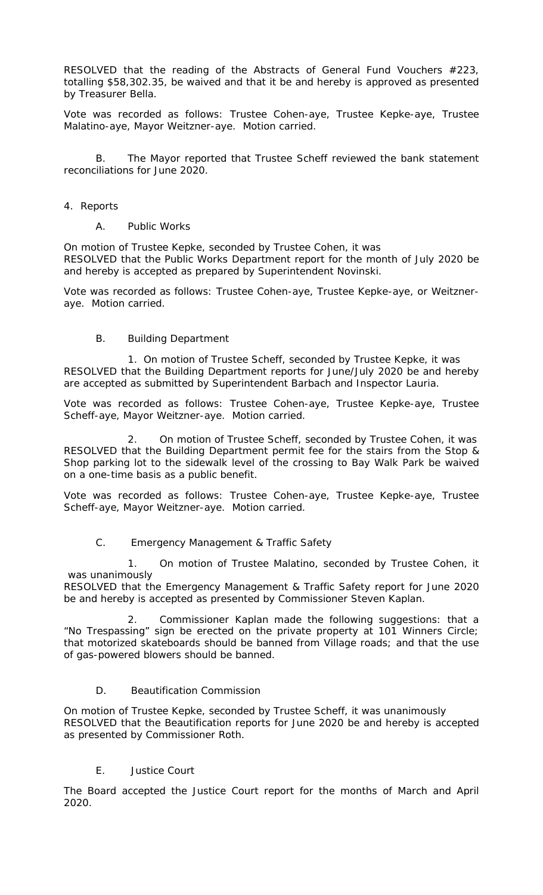RESOLVED that the reading of the Abstracts of General Fund Vouchers #223, totalling $58,302.35, be waived and that it be and hereby is approved as presented by Treasurer Bella.

Vote was recorded as follows: Trustee Cohen-aye, Trustee Kepke-aye, Trustee Malatino-aye, Mayor Weitzner-aye. Motion carried.

B. The Mayor reported that Trustee Scheff reviewed the bank statement reconciliations for June 2020.

4. Reports

A. Public Works

On motion of Trustee Kepke, seconded by Trustee Cohen, it was
RESOLVED that the Public Works Department report for the month of July 2020 be and hereby is accepted as prepared by Superintendent Novinski.

Vote was recorded as follows: Trustee Cohen-aye, Trustee Kepke-aye, or Weitzner-aye. Motion carried.

B. Building Department

1. On motion of Trustee Scheff, seconded by Trustee Kepke, it was
RESOLVED that the Building Department reports for June/July 2020 be and hereby are accepted as submitted by Superintendent Barbach and Inspector Lauria.

Vote was recorded as follows: Trustee Cohen-aye, Trustee Kepke-aye, Trustee Scheff-aye, Mayor Weitzner-aye. Motion carried.

2. On motion of Trustee Scheff, seconded by Trustee Cohen, it was
RESOLVED that the Building Department permit fee for the stairs from the Stop & Shop parking lot to the sidewalk level of the crossing to Bay Walk Park be waived on a one-time basis as a public benefit.

Vote was recorded as follows: Trustee Cohen-aye, Trustee Kepke-aye, Trustee Scheff-aye, Mayor Weitzner-aye. Motion carried.

C. Emergency Management & Traffic Safety

1. On motion of Trustee Malatino, seconded by Trustee Cohen, it was unanimously
RESOLVED that the Emergency Management & Traffic Safety report for June 2020 be and hereby is accepted as presented by Commissioner Steven Kaplan.

2. Commissioner Kaplan made the following suggestions: that a "No Trespassing" sign be erected on the private property at 101 Winners Circle; that motorized skateboards should be banned from Village roads; and that the use of gas-powered blowers should be banned.

D. Beautification Commission

On motion of Trustee Kepke, seconded by Trustee Scheff, it was unanimously
RESOLVED that the Beautification reports for June 2020 be and hereby is accepted as presented by Commissioner Roth.

E. Justice Court

The Board accepted the Justice Court report for the months of March and April 2020.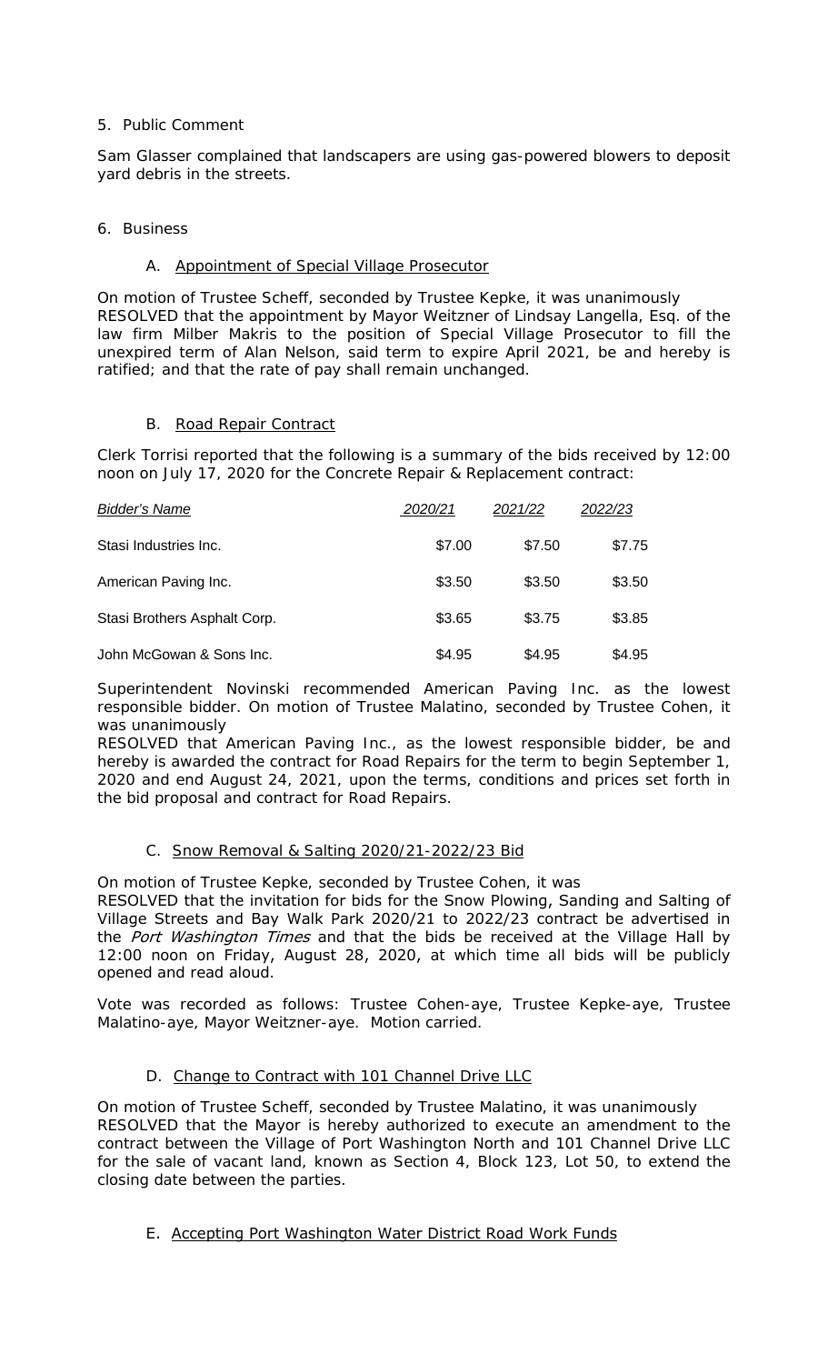5. Public Comment

Sam Glasser complained that landscapers are using gas-powered blowers to deposit yard debris in the streets.

6. Business

A. Appointment of Special Village Prosecutor

On motion of Trustee Scheff, seconded by Trustee Kepke, it was unanimously RESOLVED that the appointment by Mayor Weitzner of Lindsay Langella, Esq. of the law firm Milber Makris to the position of Special Village Prosecutor to fill the unexpired term of Alan Nelson, said term to expire April 2021, be and hereby is ratified; and that the rate of pay shall remain unchanged.

B. Road Repair Contract

Clerk Torrisi reported that the following is a summary of the bids received by 12:00 noon on July 17, 2020 for the Concrete Repair & Replacement contract:

| *Bidder's Name* | *2020/21* | *2021/22* | *2022/23* |
|---|---|---|---|
| Stasi Industries Inc. | $7.00 | $7.50 | $7.75 |
| American Paving Inc. | $3.50 | $3.50 | $3.50 |
| Stasi Brothers Asphalt Corp. | $3.65 | $3.75 | $3.85 |
| John McGowan & Sons Inc. | $4.95 | $4.95 | $4.95 |

Superintendent Novinski recommended American Paving Inc. as the lowest responsible bidder. On motion of Trustee Malatino, seconded by Trustee Cohen, it was unanimously
RESOLVED that American Paving Inc., as the lowest responsible bidder, be and hereby is awarded the contract for Road Repairs for the term to begin September 1, 2020 and end August 24, 2021, upon the terms, conditions and prices set forth in the bid proposal and contract for Road Repairs.

C. Snow Removal & Salting 2020/21-2022/23 Bid

On motion of Trustee Kepke, seconded by Trustee Cohen, it was
RESOLVED that the invitation for bids for the Snow Plowing, Sanding and Salting of Village Streets and Bay Walk Park 2020/21 to 2022/23 contract be advertised in the *Port Washington Times* and that the bids be received at the Village Hall by 12:00 noon on Friday, August 28, 2020, at which time all bids will be publicly opened and read aloud.

Vote was recorded as follows: Trustee Cohen-aye, Trustee Kepke-aye, Trustee Malatino-aye, Mayor Weitzner-aye. Motion carried.

D. Change to Contract with 101 Channel Drive LLC

On motion of Trustee Scheff, seconded by Trustee Malatino, it was unanimously RESOLVED that the Mayor is hereby authorized to execute an amendment to the contract between the Village of Port Washington North and 101 Channel Drive LLC for the sale of vacant land, known as Section 4, Block 123, Lot 50, to extend the closing date between the parties.

E. Accepting Port Washington Water District Road Work Funds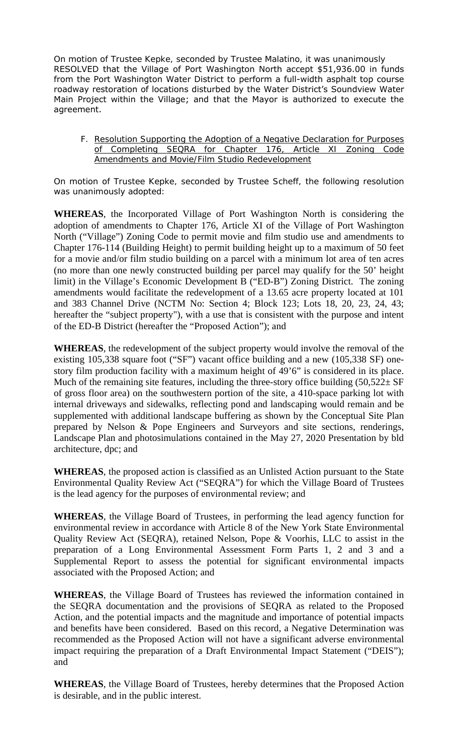On motion of Trustee Kepke, seconded by Trustee Malatino, it was unanimously RESOLVED that the Village of Port Washington North accept $51,936.00 in funds from the Port Washington Water District to perform a full-width asphalt top course roadway restoration of locations disturbed by the Water District's Soundview Water Main Project within the Village; and that the Mayor is authorized to execute the agreement.

F. Resolution Supporting the Adoption of a Negative Declaration for Purposes of Completing SEQRA for Chapter 176, Article XI Zoning Code Amendments and Movie/Film Studio Redevelopment

On motion of Trustee Kepke, seconded by Trustee Scheff, the following resolution was unanimously adopted:

**WHEREAS**, the Incorporated Village of Port Washington North is considering the adoption of amendments to Chapter 176, Article XI of the Village of Port Washington North ("Village") Zoning Code to permit movie and film studio use and amendments to Chapter 176-114 (Building Height) to permit building height up to a maximum of 50 feet for a movie and/or film studio building on a parcel with a minimum lot area of ten acres (no more than one newly constructed building per parcel may qualify for the 50' height limit) in the Village's Economic Development B ("ED-B") Zoning District. The zoning amendments would facilitate the redevelopment of a 13.65 acre property located at 101 and 383 Channel Drive (NCTM No: Section 4; Block 123; Lots 18, 20, 23, 24, 43; hereafter the "subject property"), with a use that is consistent with the purpose and intent of the ED-B District (hereafter the "Proposed Action"); and

**WHEREAS**, the redevelopment of the subject property would involve the removal of the existing 105,338 square foot ("SF") vacant office building and a new (105,338 SF) one-story film production facility with a maximum height of 49'6" is considered in its place. Much of the remaining site features, including the three-story office building (50,522± SF of gross floor area) on the southwestern portion of the site, a 410-space parking lot with internal driveways and sidewalks, reflecting pond and landscaping would remain and be supplemented with additional landscape buffering as shown by the Conceptual Site Plan prepared by Nelson & Pope Engineers and Surveyors and site sections, renderings, Landscape Plan and photosimulations contained in the May 27, 2020 Presentation by bld architecture, dpc; and

**WHEREAS**, the proposed action is classified as an Unlisted Action pursuant to the State Environmental Quality Review Act ("SEQRA") for which the Village Board of Trustees is the lead agency for the purposes of environmental review; and

**WHEREAS**, the Village Board of Trustees, in performing the lead agency function for environmental review in accordance with Article 8 of the New York State Environmental Quality Review Act (SEQRA), retained Nelson, Pope & Voorhis, LLC to assist in the preparation of a Long Environmental Assessment Form Parts 1, 2 and 3 and a Supplemental Report to assess the potential for significant environmental impacts associated with the Proposed Action; and

**WHEREAS**, the Village Board of Trustees has reviewed the information contained in the SEQRA documentation and the provisions of SEQRA as related to the Proposed Action, and the potential impacts and the magnitude and importance of potential impacts and benefits have been considered. Based on this record, a Negative Determination was recommended as the Proposed Action will not have a significant adverse environmental impact requiring the preparation of a Draft Environmental Impact Statement ("DEIS"); and

**WHEREAS**, the Village Board of Trustees, hereby determines that the Proposed Action is desirable, and in the public interest.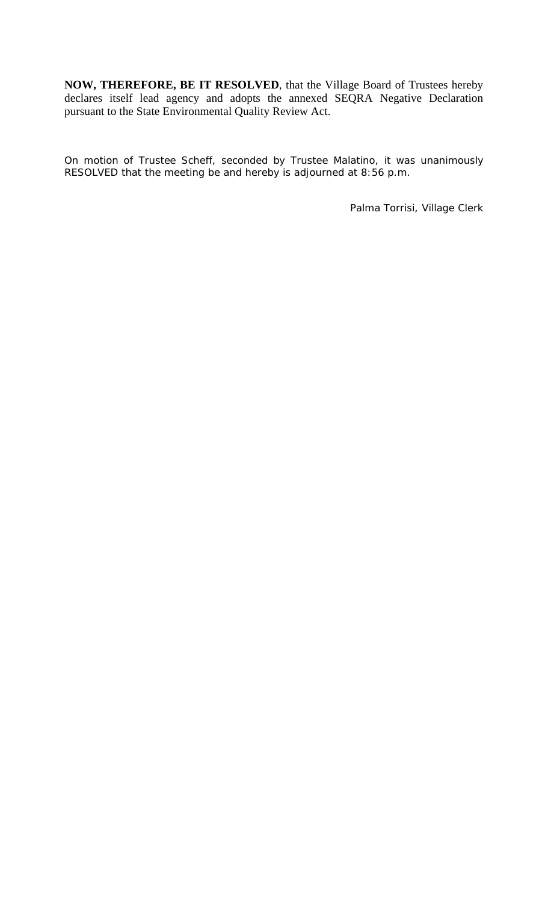**NOW, THEREFORE, BE IT RESOLVED**, that the Village Board of Trustees hereby declares itself lead agency and adopts the annexed SEQRA Negative Declaration pursuant to the State Environmental Quality Review Act.

On motion of Trustee Scheff, seconded by Trustee Malatino, it was unanimously RESOLVED that the meeting be and hereby is adjourned at 8:56 p.m.

Palma Torrisi, Village Clerk